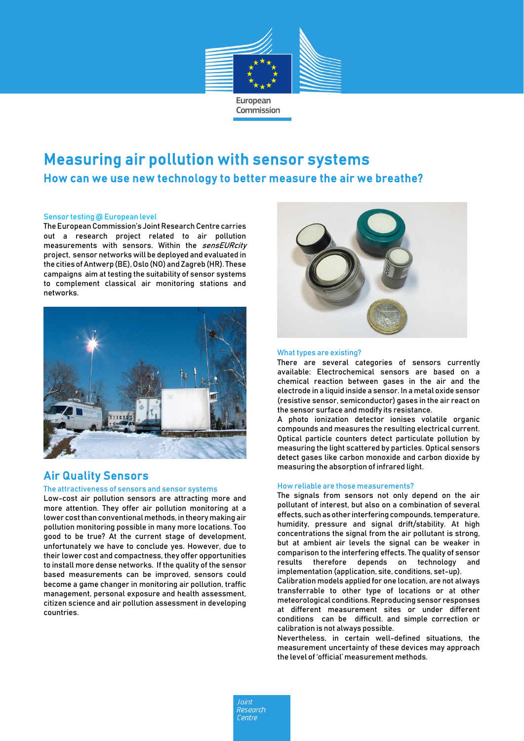# Measuring air pollution with sensor systems

## How can we use new technology to better measure the air we breathe?

### Sensor testing @ European level

The European Commission's Joint Research Centre carries out a research project related to air pollution measurements with sensors. Within the *sensEURcity* project, sensor networks will be deployed and evaluated in the cities of Antwerp (BE), Oslo (NO) and Zagreb (HR). These campaigns aim at testing the suitability of sensor systems to complement classical air monitoring stations and networks.

## Air Quality Sensors

### The attractiveness of sensors and sensor systems

Low-cost air pollution sensors are attracting more and more attention. They offer air pollution monitoring at a lower cost than conventional methods, in theory making air pollution monitoring possible in many more locations. Too good to be true? At the current stage of development, unfortunately we have to conclude yes. However, due to their lower cost and compactness, they offer opportunities to install more dense networks. If the quality of the sensor based measurements can be improved, sensors could become a game changer in monitoring air pollution, traffic management, personal exposure and health assessment, citizen science and air pollution assessment in developing countries.

### What types are existing?

There are several categories of sensors currently available: Electrochemical sensors are based on a chemical reaction between gases in the air and the electrode in a liquid inside a sensor. In a metal oxide sensor (resistive sensor, semiconductor) gases in the air react on the sensor surface and modify its resistance.

A photo ionization detector ionises volatile organic compounds and measures the resulting electrical current. Optical particle counters detect particulate pollution by measuring the light scattered by particles. Optical sensors detect gases like carbon monoxide and carbon dioxide by measuring the absorption of infrared light.

### How reliable are those measurements?

The signals from sensors not only depend on the air pollutant of interest, but also on a combination of several effects, such as other interfering compounds, temperature, humidity, pressure and signal drift/stability. At high concentrations the signal from the air pollutant is strong, but at ambient air levels the signal can be weaker in comparison to the interfering effects. The quality of sensor results therefore depends on technology and implementation (application, site, conditions, set-up).

Calibration models applied for one location, are not always transferrable to other type of locations or at other meteorological conditions. Reproducing sensor responses at different measurement sites or under different conditions can be difficult. and simple correction or calibration is not always possible.

Nevertheless, in certain well-defined situations, the measurement uncertainty of these devices may approach the level of 'official' measurement methods.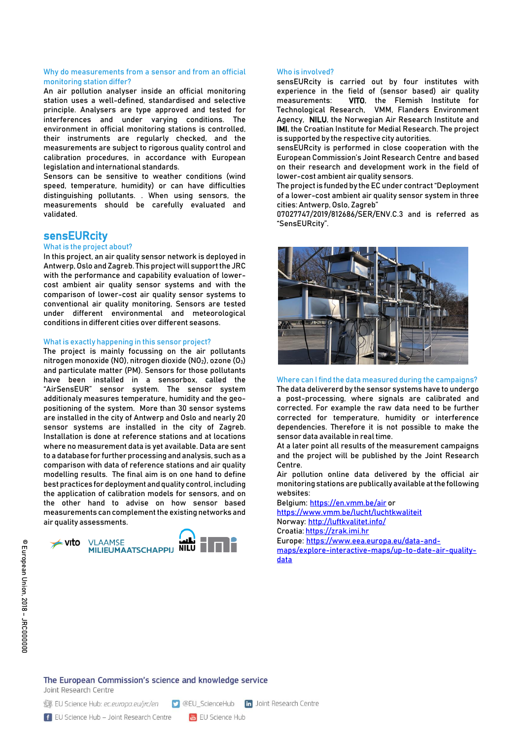### Why do measurements from a sensor and from an official monitoring station differ?

An air pollution analyser inside an official monitoring station uses a well-defined, standardised and selective principle. Analysers are type approved and tested for interferences and under varying conditions. The environment in official monitoring stations is controlled, their instruments are regularly checked, and the measurements are subject to rigorous quality control and calibration procedures, in accordance with European legislation and international standards.

Sensors can be sensitive to weather conditions (wind speed, temperature, humidity) or can have difficulties distinguishing pollutants. . When using sensors, the measurements should be carefully evaluated and validated.

## sensEURcity

### What is the project about?

In this project, an air quality sensor network is deployed in Antwerp, Oslo and Zagreb. This project will support the JRC with the performance and capability evaluation of lower-cost ambient air quality sensor systems and with the comparison of lower-cost air quality sensor systems to conventional air quality monitoring, Sensors are tested under different environmental and meteorological conditions in different cities over different seasons.

### What is exactly happening in this sensor project?

The project is mainly focussing on the air pollutants nitrogen monoxide (NO), nitrogen dioxide ($NO_2$), ozone ($O_3$) and particulate matter (PM). Sensors for those pollutants have been installed in a sensorbox, called the "AirSensEUR" sensor system. The sensor system additionaly measures temperature, humidity and the geo-positioning of the system. More than 30 sensor systems are installed in the city of Antwerp and Oslo and nearly 20 sensor systems are installed in the city of Zagreb. Installation is done at reference stations and at locations where no measurement data is yet available. Data are sent to a database for further processing and analysis, such as a comparison with data of reference stations and air quality modelling results. The final aim is on one hand to define best practices for deployment and quality control, including the application of calibration models for sensors, and on the other hand to advise on how sensor based measurements can complement the existing networks and air quality assessments.

vito VLAAMSE MILIEUMAATSCHAPPIJ NILU imi

### Who is involved?

sensEURcity is carried out by four institutes with experience in the field of (sensor based) air quality measurements: **VITO**, the Flemish Institute for Technological Research, VMM, Flanders Environment Agency, **NILU**, the Norwegian Air Research Institute and **IMI**, the Croatian Institute for Medial Research. The project is supported by the respective city autorities.

sensEURcity is performed in close cooperation with the European Commission's Joint Research Centre and based on their research and development work in the field of lower-cost ambient air quality sensors.

The project is funded by the EC under contract "Deployment of a lower-cost ambient air quality sensor system in three cities: Antwerp, Oslo, Zagreb" 07027747/2019/812686/SER/ENV.C.3 and is referred as "SensEURcity".

### Where can I find the data measured during the campaigns?

The data deliovered by the sensor systems have to undergo a post-processing, where signals are calibrated and corrected. For example the raw data need to be further corrected for temperature, humidity or interference dependencies. Therefore it is not possible to make the sensor data available in real time.

At a later point all results of the measurement campaigns and the project will be published by the Joint Research Centre.

Air pollution online data delivered by the official air monitoring stations are publically available at the following websites:

Belgium: https://en.vmm.be/air or https://www.vmm.be/lucht/luchtkwaliteit
Norway: http://luftkvalitet.info/
Croatia: https://zrak.imi.hr
Europe: https://www.eea.europa.eu/data-and-maps/explore-interactive-maps/up-to-date-air-quality-data

© European Union, 2018 – JRC000000

**The European Commission's science and knowledge service**
Joint Research Centre

EU Science Hub: *ec.europa.eu/jrc/en* @EU_ScienceHub Joint Research Centre
EU Science Hub – Joint Research Centre EU Science Hub